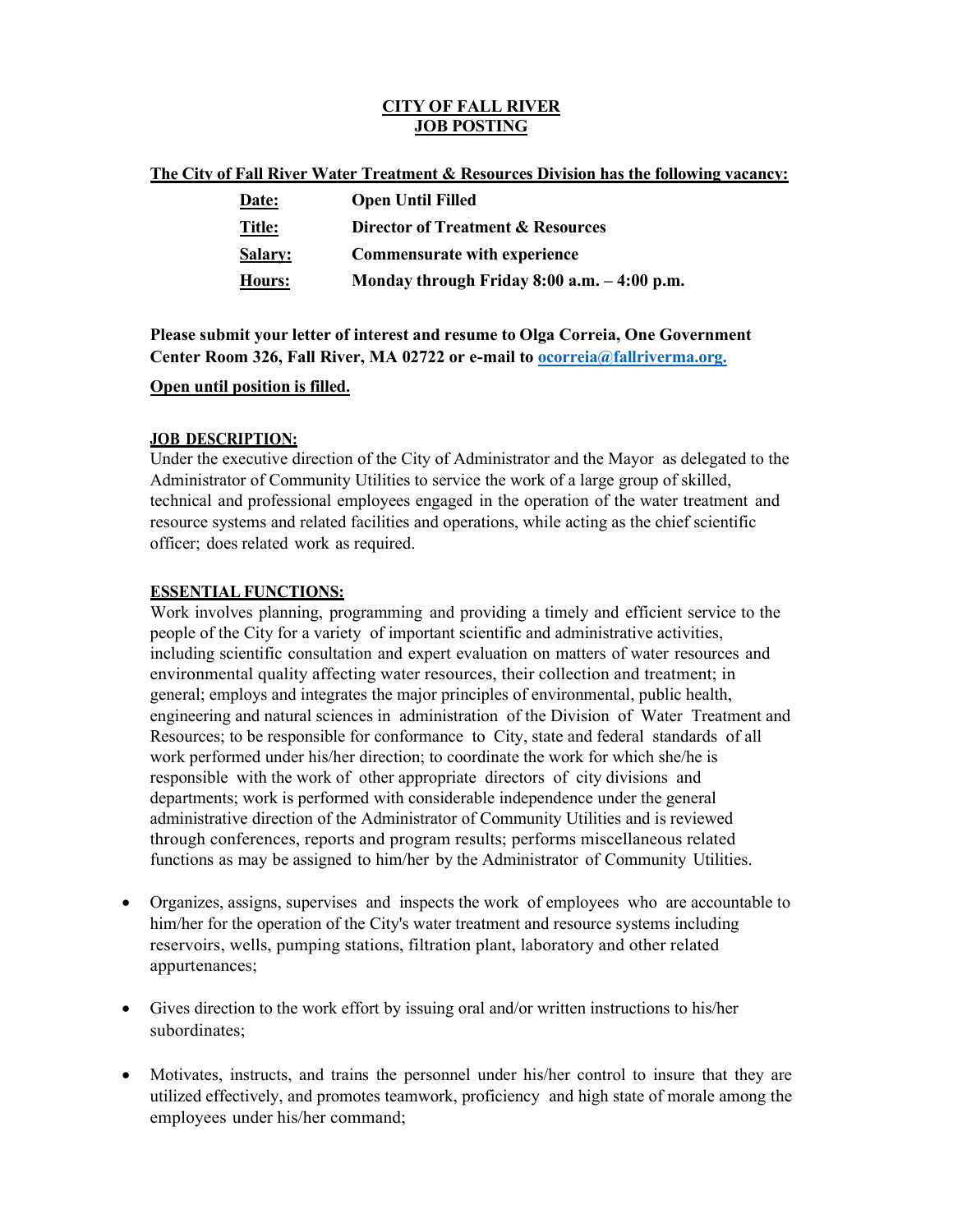# CITY OF FALL RIVER
# JOB POSTING

**The City of Fall River Water Treatment & Resources Division has the following vacancy:**

| | |
|---|---|
| **Date:** | **Open Until Filled** |
| **Title:** | **Director of Treatment & Resources** |
| **Salary:** | **Commensurate with experience** |
| **Hours:** | **Monday through Friday 8:00 a.m. – 4:00 p.m.** |

**Please submit your letter of interest and resume to Olga Correia, One Government Center Room 326, Fall River, MA 02722 or e-mail to ocorreia@fallriverma.org.**

**Open until position is filled.**

**JOB DESCRIPTION:**

Under the executive direction of the City of Administrator and the Mayor as delegated to the Administrator of Community Utilities to service the work of a large group of skilled, technical and professional employees engaged in the operation of the water treatment and resource systems and related facilities and operations, while acting as the chief scientific officer; does related work as required.

**ESSENTIAL FUNCTIONS:**

Work involves planning, programming and providing a timely and efficient service to the people of the City for a variety of important scientific and administrative activities, including scientific consultation and expert evaluation on matters of water resources and environmental quality affecting water resources, their collection and treatment; in general; employs and integrates the major principles of environmental, public health, engineering and natural sciences in administration of the Division of Water Treatment and Resources; to be responsible for conformance to City, state and federal standards of all work performed under his/her direction; to coordinate the work for which she/he is responsible with the work of other appropriate directors of city divisions and departments; work is performed with considerable independence under the general administrative direction of the Administrator of Community Utilities and is reviewed through conferences, reports and program results; performs miscellaneous related functions as may be assigned to him/her by the Administrator of Community Utilities.

- Organizes, assigns, supervises and inspects the work of employees who are accountable to him/her for the operation of the City's water treatment and resource systems including reservoirs, wells, pumping stations, filtration plant, laboratory and other related appurtenances;

- Gives direction to the work effort by issuing oral and/or written instructions to his/her subordinates;

- Motivates, instructs, and trains the personnel under his/her control to insure that they are utilized effectively, and promotes teamwork, proficiency and high state of morale among the employees under his/her command;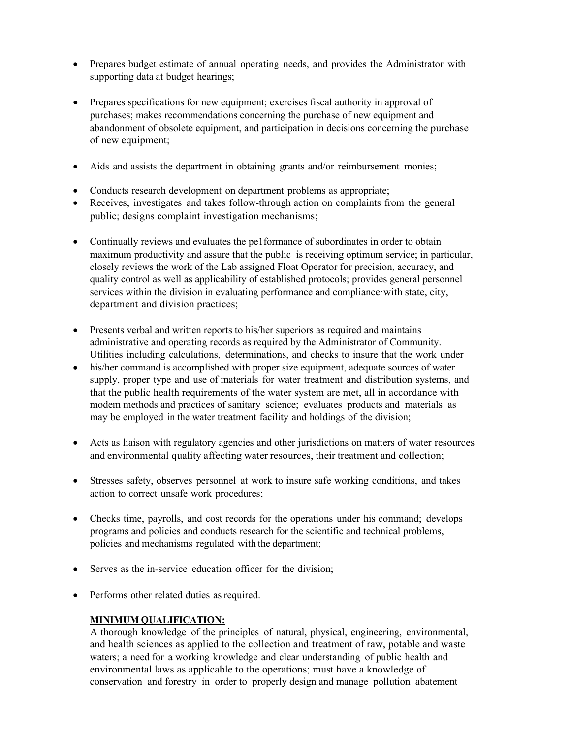- Prepares budget estimate of annual operating needs, and provides the Administrator with supporting data at budget hearings;

- Prepares specifications for new equipment; exercises fiscal authority in approval of purchases; makes recommendations concerning the purchase of new equipment and abandonment of obsolete equipment, and participation in decisions concerning the purchase of new equipment;

- Aids and assists the department in obtaining grants and/or reimbursement monies;

- Conducts research development on department problems as appropriate;
- Receives, investigates and takes follow-through action on complaints from the general public; designs complaint investigation mechanisms;

- Continually reviews and evaluates the pe1formance of subordinates in order to obtain maximum productivity and assure that the public is receiving optimum service; in particular, closely reviews the work of the Lab assigned Float Operator for precision, accuracy, and quality control as well as applicability of established protocols; provides general personnel services within the division in evaluating performance and compliance·with state, city, department and division practices;

- Presents verbal and written reports to his/her superiors as required and maintains administrative and operating records as required by the Administrator of Community. Utilities including calculations, determinations, and checks to insure that the work under
- his/her command is accomplished with proper size equipment, adequate sources of water supply, proper type and use of materials for water treatment and distribution systems, and that the public health requirements of the water system are met, all in accordance with modem methods and practices of sanitary science; evaluates products and materials as may be employed in the water treatment facility and holdings of the division;

- Acts as liaison with regulatory agencies and other jurisdictions on matters of water resources and environmental quality affecting water resources, their treatment and collection;

- Stresses safety, observes personnel at work to insure safe working conditions, and takes action to correct unsafe work procedures;

- Checks time, payrolls, and cost records for the operations under his command; develops programs and policies and conducts research for the scientific and technical problems, policies and mechanisms regulated with the department;

- Serves as the in-service education officer for the division;

- Performs other related duties as required.

**MINIMUM QUALIFICATION:**

A thorough knowledge of the principles of natural, physical, engineering, environmental, and health sciences as applied to the collection and treatment of raw, potable and waste waters; a need for a working knowledge and clear understanding of public health and environmental laws as applicable to the operations; must have a knowledge of conservation and forestry in order to properly design and manage pollution abatement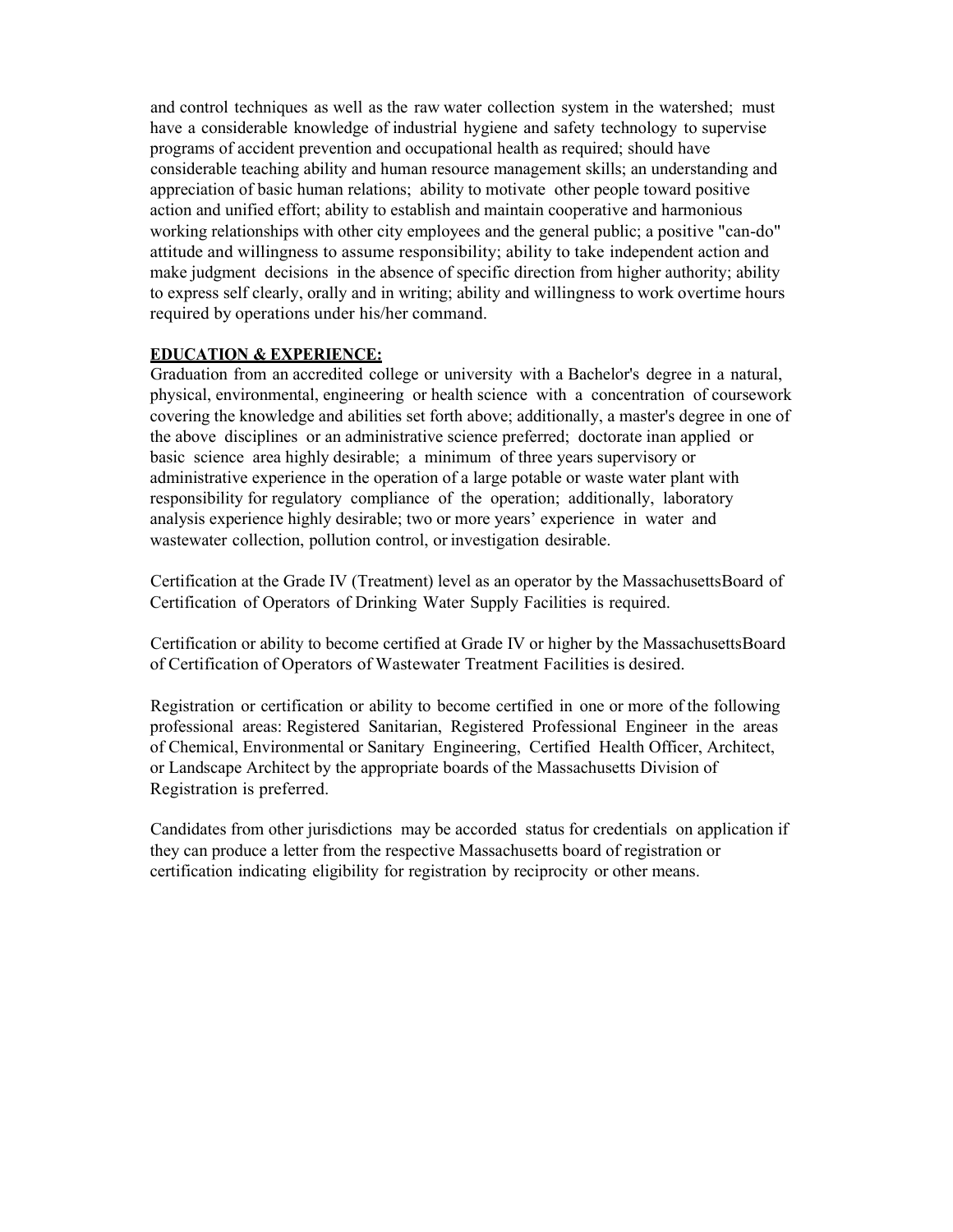and control techniques as well as the raw water collection system in the watershed; must have a considerable knowledge of industrial hygiene and safety technology to supervise programs of accident prevention and occupational health as required; should have considerable teaching ability and human resource management skills; an understanding and appreciation of basic human relations; ability to motivate other people toward positive action and unified effort; ability to establish and maintain cooperative and harmonious working relationships with other city employees and the general public; a positive "can-do" attitude and willingness to assume responsibility; ability to take independent action and make judgment decisions in the absence of specific direction from higher authority; ability to express self clearly, orally and in writing; ability and willingness to work overtime hours required by operations under his/her command.

**EDUCATION & EXPERIENCE:**

Graduation from an accredited college or university with a Bachelor's degree in a natural, physical, environmental, engineering or health science with a concentration of coursework covering the knowledge and abilities set forth above; additionally, a master's degree in one of the above disciplines or an administrative science preferred; doctorate inan applied or basic science area highly desirable; a minimum of three years supervisory or administrative experience in the operation of a large potable or waste water plant with responsibility for regulatory compliance of the operation; additionally, laboratory analysis experience highly desirable; two or more years' experience in water and wastewater collection, pollution control, or investigation desirable.

Certification at the Grade IV (Treatment) level as an operator by the MassachusettsBoard of Certification of Operators of Drinking Water Supply Facilities is required.

Certification or ability to become certified at Grade IV or higher by the MassachusettsBoard of Certification of Operators of Wastewater Treatment Facilities is desired.

Registration or certification or ability to become certified in one or more of the following professional areas: Registered Sanitarian, Registered Professional Engineer in the areas of Chemical, Environmental or Sanitary Engineering, Certified Health Officer, Architect, or Landscape Architect by the appropriate boards of the Massachusetts Division of Registration is preferred.

Candidates from other jurisdictions may be accorded status for credentials on application if they can produce a letter from the respective Massachusetts board of registration or certification indicating eligibility for registration by reciprocity or other means.